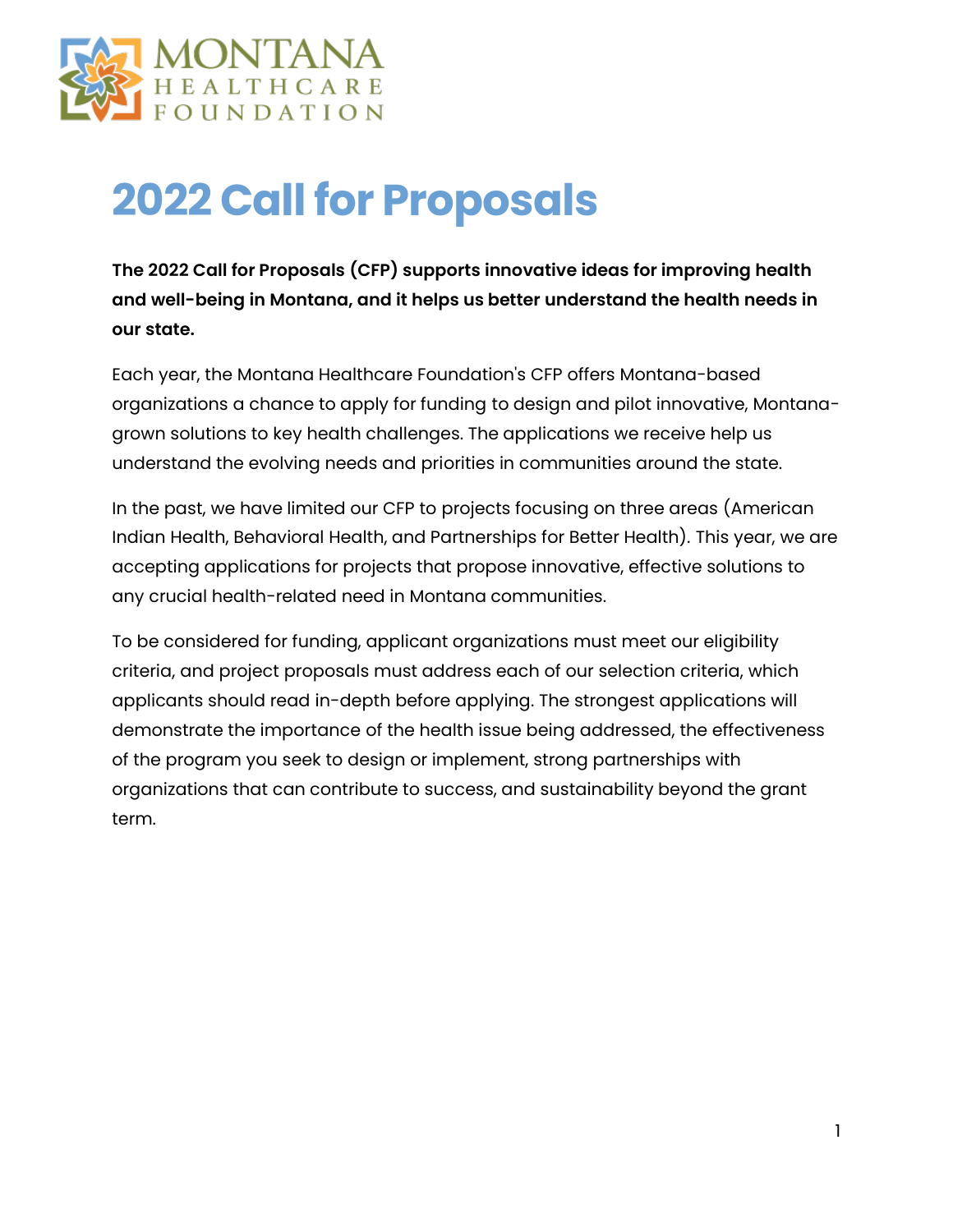MONTANA HEALTHCARE FOUNDATION

# 2022 Call for Proposals

**The 2022 Call for Proposals (CFP) supports innovative ideas for improving health and well-being in Montana, and it helps us better understand the health needs in our state.**

Each year, the Montana Healthcare Foundation's CFP offers Montana-based organizations a chance to apply for funding to design and pilot innovative, Montana-grown solutions to key health challenges. The applications we receive help us understand the evolving needs and priorities in communities around the state.

In the past, we have limited our CFP to projects focusing on three areas (American Indian Health, Behavioral Health, and Partnerships for Better Health). This year, we are accepting applications for projects that propose innovative, effective solutions to any crucial health-related need in Montana communities.

To be considered for funding, applicant organizations must meet our eligibility criteria, and project proposals must address each of our selection criteria, which applicants should read in-depth before applying. The strongest applications will demonstrate the importance of the health issue being addressed, the effectiveness of the program you seek to design or implement, strong partnerships with organizations that can contribute to success, and sustainability beyond the grant term.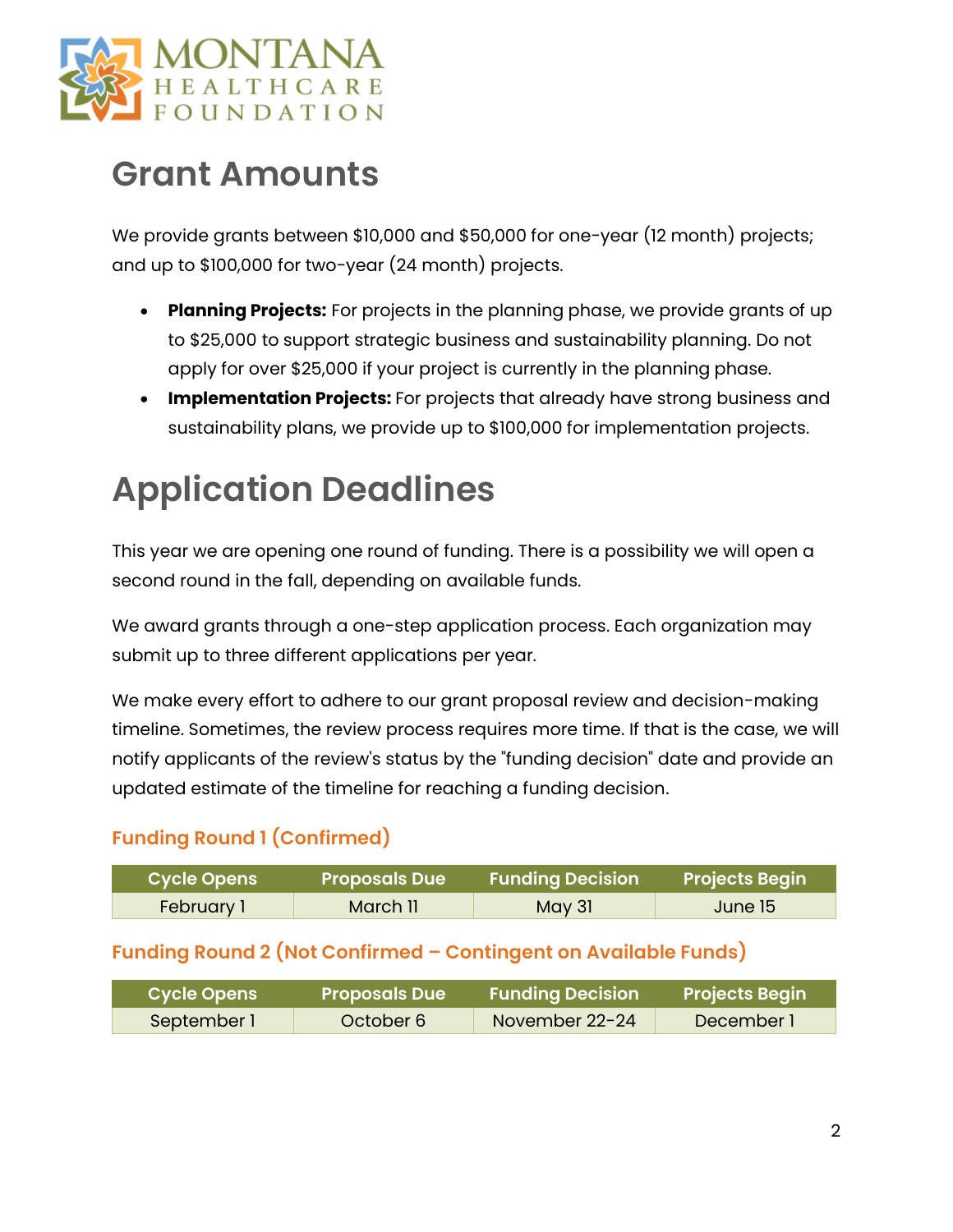## Grant Amounts

We provide grants between $10,000 and $50,000 for one-year (12 month) projects; and up to $100,000 for two-year (24 month) projects.

- **Planning Projects:** For projects in the planning phase, we provide grants of up to $25,000 to support strategic business and sustainability planning. Do not apply for over $25,000 if your project is currently in the planning phase.
- **Implementation Projects:** For projects that already have strong business and sustainability plans, we provide up to $100,000 for implementation projects.

## Application Deadlines

This year we are opening one round of funding. There is a possibility we will open a second round in the fall, depending on available funds.

We award grants through a one-step application process. Each organization may submit up to three different applications per year.

We make every effort to adhere to our grant proposal review and decision-making timeline. Sometimes, the review process requires more time. If that is the case, we will notify applicants of the review's status by the "funding decision" date and provide an updated estimate of the timeline for reaching a funding decision.

### Funding Round 1 (Confirmed)

| Cycle Opens | Proposals Due | Funding Decision | Projects Begin |
|---|---|---|---|
| February 1 | March 11 | May 31 | June 15 |

### Funding Round 2 (Not Confirmed – Contingent on Available Funds)

| Cycle Opens | Proposals Due | Funding Decision | Projects Begin |
|---|---|---|---|
| September 1 | October 6 | November 22-24 | December 1 |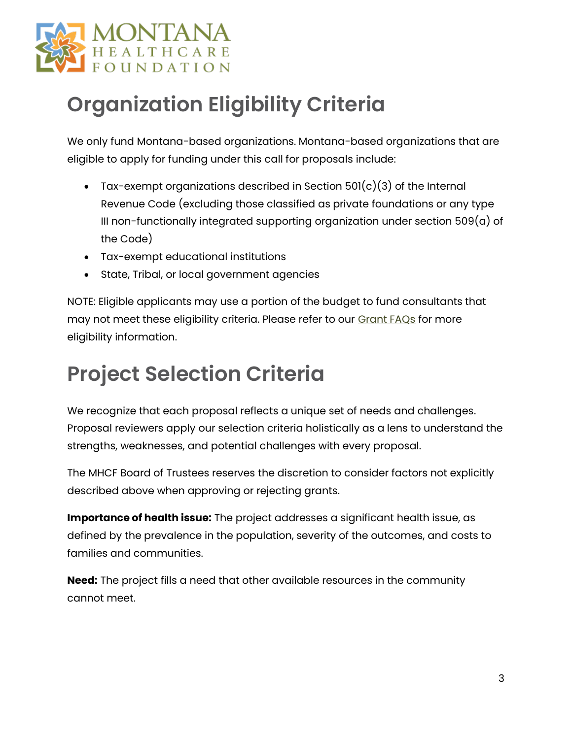# Organization Eligibility Criteria

We only fund Montana-based organizations. Montana-based organizations that are eligible to apply for funding under this call for proposals include:

- Tax-exempt organizations described in Section 501(c)(3) of the Internal Revenue Code (excluding those classified as private foundations or any type III non-functionally integrated supporting organization under section 509(a) of the Code)
- Tax-exempt educational institutions
- State, Tribal, or local government agencies

NOTE: Eligible applicants may use a portion of the budget to fund consultants that may not meet these eligibility criteria. Please refer to our Grant FAQs for more eligibility information.

# Project Selection Criteria

We recognize that each proposal reflects a unique set of needs and challenges. Proposal reviewers apply our selection criteria holistically as a lens to understand the strengths, weaknesses, and potential challenges with every proposal.

The MHCF Board of Trustees reserves the discretion to consider factors not explicitly described above when approving or rejecting grants.

**Importance of health issue:** The project addresses a significant health issue, as defined by the prevalence in the population, severity of the outcomes, and costs to families and communities.

**Need:** The project fills a need that other available resources in the community cannot meet.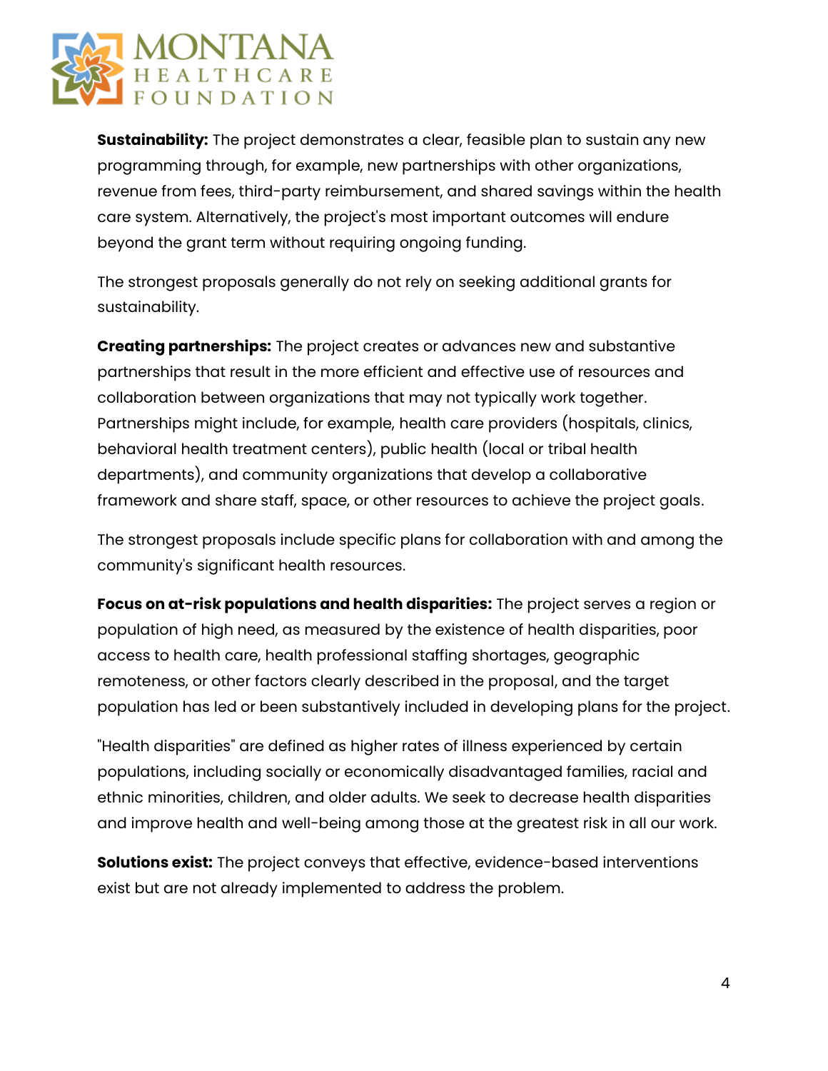**Sustainability:** The project demonstrates a clear, feasible plan to sustain any new programming through, for example, new partnerships with other organizations, revenue from fees, third-party reimbursement, and shared savings within the health care system. Alternatively, the project's most important outcomes will endure beyond the grant term without requiring ongoing funding.

The strongest proposals generally do not rely on seeking additional grants for sustainability.

**Creating partnerships:** The project creates or advances new and substantive partnerships that result in the more efficient and effective use of resources and collaboration between organizations that may not typically work together. Partnerships might include, for example, health care providers (hospitals, clinics, behavioral health treatment centers), public health (local or tribal health departments), and community organizations that develop a collaborative framework and share staff, space, or other resources to achieve the project goals.

The strongest proposals include specific plans for collaboration with and among the community's significant health resources.

**Focus on at-risk populations and health disparities:** The project serves a region or population of high need, as measured by the existence of health disparities, poor access to health care, health professional staffing shortages, geographic remoteness, or other factors clearly described in the proposal, and the target population has led or been substantively included in developing plans for the project.

"Health disparities" are defined as higher rates of illness experienced by certain populations, including socially or economically disadvantaged families, racial and ethnic minorities, children, and older adults. We seek to decrease health disparities and improve health and well-being among those at the greatest risk in all our work.

**Solutions exist:** The project conveys that effective, evidence-based interventions exist but are not already implemented to address the problem.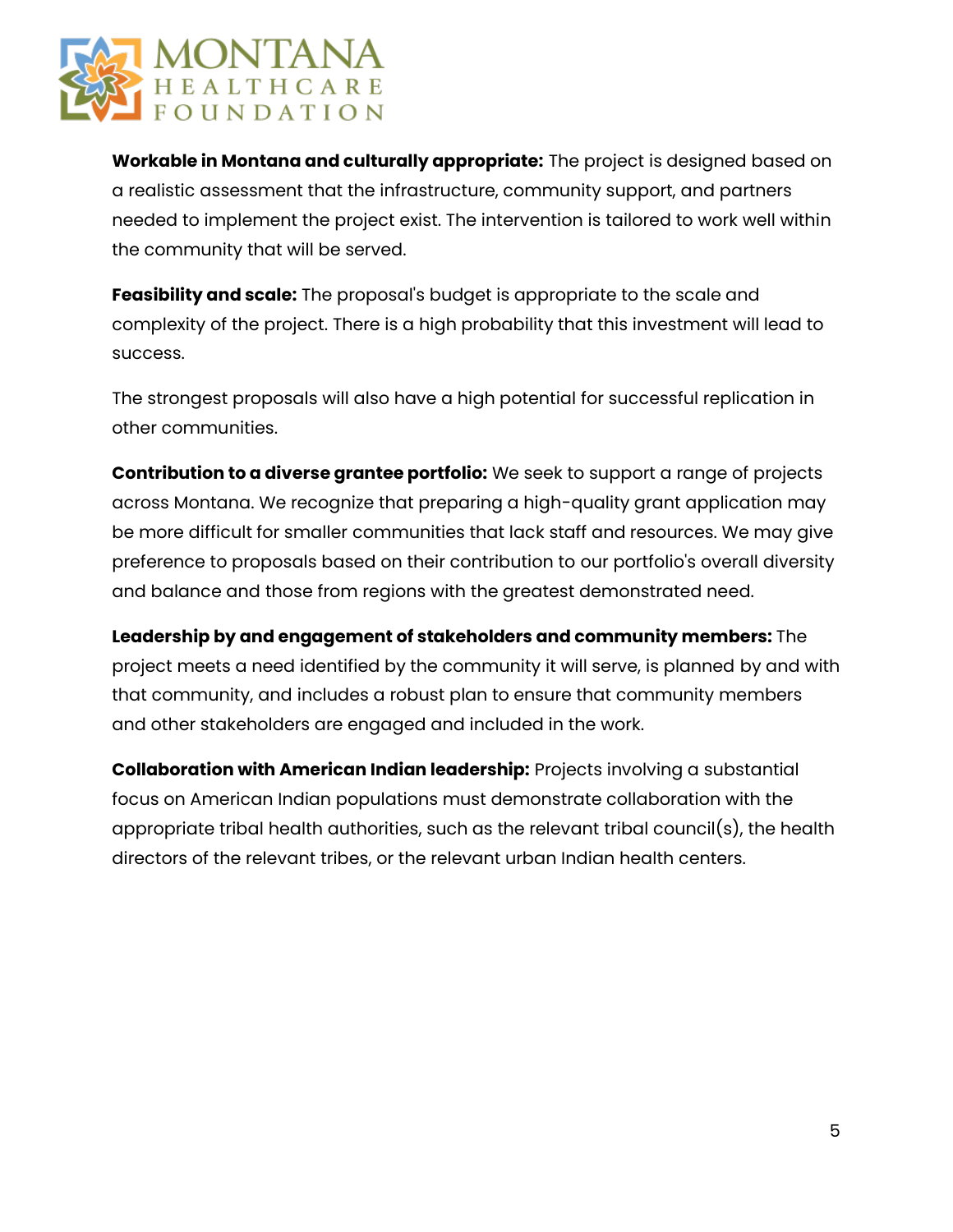**Workable in Montana and culturally appropriate:** The project is designed based on a realistic assessment that the infrastructure, community support, and partners needed to implement the project exist. The intervention is tailored to work well within the community that will be served.

**Feasibility and scale:** The proposal's budget is appropriate to the scale and complexity of the project. There is a high probability that this investment will lead to success.

The strongest proposals will also have a high potential for successful replication in other communities.

**Contribution to a diverse grantee portfolio:** We seek to support a range of projects across Montana. We recognize that preparing a high-quality grant application may be more difficult for smaller communities that lack staff and resources. We may give preference to proposals based on their contribution to our portfolio's overall diversity and balance and those from regions with the greatest demonstrated need.

**Leadership by and engagement of stakeholders and community members:** The project meets a need identified by the community it will serve, is planned by and with that community, and includes a robust plan to ensure that community members and other stakeholders are engaged and included in the work.

**Collaboration with American Indian leadership:** Projects involving a substantial focus on American Indian populations must demonstrate collaboration with the appropriate tribal health authorities, such as the relevant tribal council(s), the health directors of the relevant tribes, or the relevant urban Indian health centers.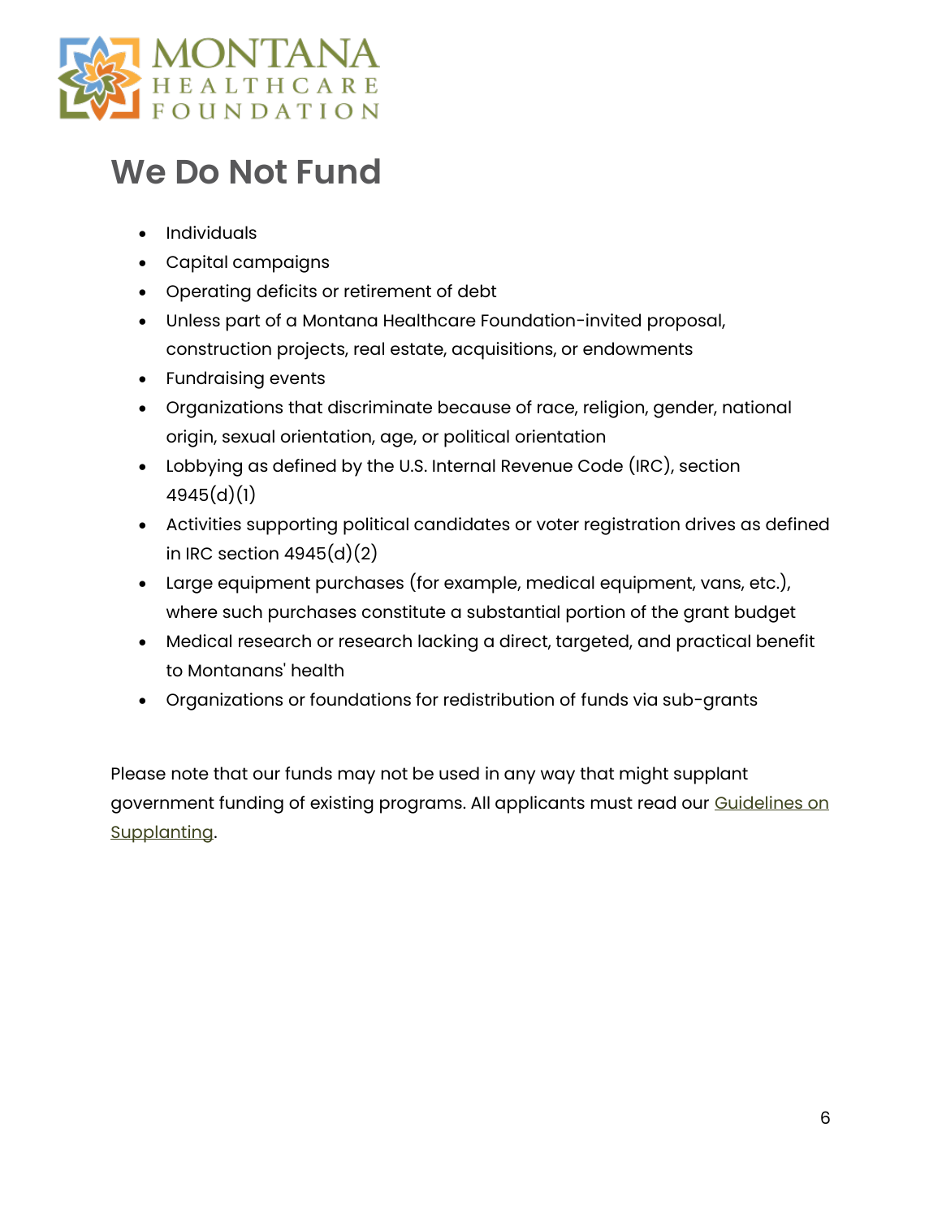# We Do Not Fund

- Individuals
- Capital campaigns
- Operating deficits or retirement of debt
- Unless part of a Montana Healthcare Foundation-invited proposal, construction projects, real estate, acquisitions, or endowments
- Fundraising events
- Organizations that discriminate because of race, religion, gender, national origin, sexual orientation, age, or political orientation
- Lobbying as defined by the U.S. Internal Revenue Code (IRC), section 4945(d)(1)
- Activities supporting political candidates or voter registration drives as defined in IRC section 4945(d)(2)
- Large equipment purchases (for example, medical equipment, vans, etc.), where such purchases constitute a substantial portion of the grant budget
- Medical research or research lacking a direct, targeted, and practical benefit to Montanans' health
- Organizations or foundations for redistribution of funds via sub-grants

Please note that our funds may not be used in any way that might supplant government funding of existing programs. All applicants must read our Guidelines on Supplanting.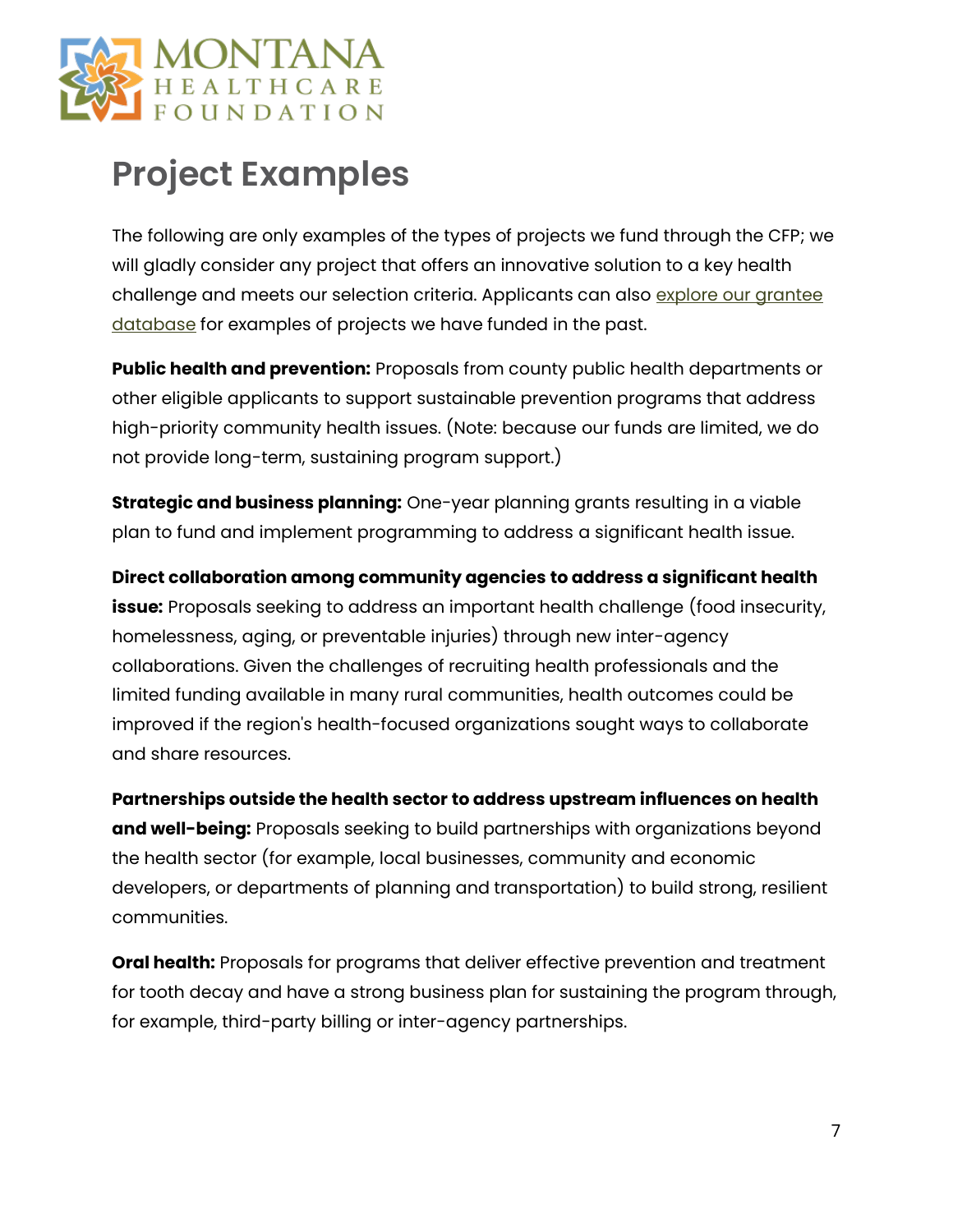# Project Examples

The following are only examples of the types of projects we fund through the CFP; we will gladly consider any project that offers an innovative solution to a key health challenge and meets our selection criteria. Applicants can also explore our grantee database for examples of projects we have funded in the past.

**Public health and prevention:** Proposals from county public health departments or other eligible applicants to support sustainable prevention programs that address high-priority community health issues. (Note: because our funds are limited, we do not provide long-term, sustaining program support.)

**Strategic and business planning:** One-year planning grants resulting in a viable plan to fund and implement programming to address a significant health issue.

**Direct collaboration among community agencies to address a significant health issue:** Proposals seeking to address an important health challenge (food insecurity, homelessness, aging, or preventable injuries) through new inter-agency collaborations. Given the challenges of recruiting health professionals and the limited funding available in many rural communities, health outcomes could be improved if the region's health-focused organizations sought ways to collaborate and share resources.

**Partnerships outside the health sector to address upstream influences on health and well-being:** Proposals seeking to build partnerships with organizations beyond the health sector (for example, local businesses, community and economic developers, or departments of planning and transportation) to build strong, resilient communities.

**Oral health:** Proposals for programs that deliver effective prevention and treatment for tooth decay and have a strong business plan for sustaining the program through, for example, third-party billing or inter-agency partnerships.